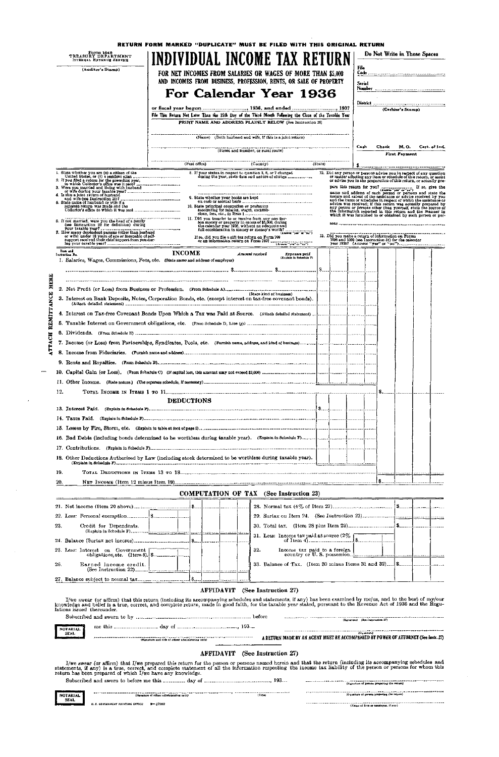**RETURN FORM MARKED "DUPLICATE" MUST BE FILED WITH THIS ORIGINAL RETURN**

Form 1040
TREASURY DEPARTMENT
INTERNAL REVENUE SERVICE

(Auditor's Stamp)

# INDIVIDUAL INCOME TAX RETURN

**FOR NET INCOMES FROM SALARIES OR WAGES OF MORE THAN $5,000 AND INCOMES FROM BUSINESS, PROFESSION, RENTS, OR SALE OF PROPERTY**

## For Calendar Year 1936

or fiscal year begun ................, 1936, and ended ................, 1937

File This Return Not Later Than the 15th Day of the Third Month Following the Close of the Taxable Year

PRINT NAME AND ADDRESS PLAINLY BELOW (See Instruction 28)

(Name) (Both husband and wife, if this is a joint return)

(Street and number, or rural route)

(Post office) (County) (State)

**Do Not Write in These Spaces**

File Code ................

Serial Number ................

District ................

(Cashier's Stamp)

Cash | Check | M. O. | Cert. of Ind.

First Payment

$ ................

1. State whether you are (a) a citizen of the United States, or (b) a resident alien ................
2. If you filed a return for the preceding year, to which Collector's office was it sent? ................
3. Were you married and living with husband or wife during your taxable year? ................
4. Is this a joint return of husband and wife (see Instruction 21)? ................
5. State name of husband or wife if a separate return was made and the Collector's office to which it was sent ................
6. If not married, were you the head of a family (see Instruction 22 for definition) during your taxable year? ................
7. How many dependent persons (other than husband or wife) under 18 years of age or incapable of self-support received their chief support from you during your taxable year? ................
8. If your status in respect to question 3, 6, or 7 changed during the year, state date and nature of change ................
9. State whether your books are kept on cash or accrual basis ................
10. State principal occupation or profession accounting for salaries, wages, commissions, fees, etc., in Item 1 ................
11. Did you transfer to or receive from any one person money or property in excess of $5,000, during the calendar year 1936, without an adequate and full consideration in money or money's worth? ................ (Answer "yes" or "no")

    If so, did you file a gift tax return on Form 709 or an information return on Form 710? ................ (Answer "yes" or "no")

12. Did any person or persons advise you in respect of any question or matter affecting any item or schedule of this return, or assist or advise you in the preparation of this return, or actually prepare this return for you? ................ (Answer "yes" or "no") If so, give the name and address of such person or persons and state the nature and extent of the assistance or advice received by you and the items or schedules in respect of which the assistance or advice was received; if this return was actually prepared by any person or persons other than yourself, state the source of the information reported in this return and the manner in which it was furnished to or obtained by such person or persons ................
13. Did you make a return of information on Forms 1096 and 1099 (see Instruction 31) for the calendar year 1936? (Answer "yes" or "no") ................

ATTACH REMITTANCE HERE

| Item and Instruction No. | INCOME | Amount received | Expenses paid (Explain in Schedule F) | | |
|---|---|---|---|---|---|
| 1. | Salaries, Wages, Commissions, Fees, etc. (State name and address of employer) ................ | $ | $ | $ | |
| 2. | Net Profit (or Loss) from Business or Profession. (From Schedule A) ................ (State kind of business) | | | | |
| 3. | Interest on Bank Deposits, Notes, Corporation Bonds, etc. (except interest on tax-free covenant bonds). (Attach detailed statement) | | | | |
| 4. | Interest on Tax-free Covenant Bonds Upon Which a Tax was Paid at Source. (Attach detailed statement) | | | | |
| 5. | Taxable Interest on Government obligations, etc. (From Schedule D, Line (g)) | | | | |
| 6. | Dividends. (From Schedule E) | | | | |
| 7. | Income (or Loss) from Partnerships, Syndicates, Pools, etc. (Furnish name, address, and kind of business) | | | | |
| 8. | Income from Fiduciaries. (Furnish name and address) | | | | |
| 9. | Rents and Royalties. (From Schedule B) | | | | |
| 10. | Capital Gain (or Loss). (From Schedule C) (If capital loss, this amount may not exceed $2,000) | | | | |
| 11. | Other Income. (State nature) (Use separate schedule, if necessary) | | | | |
| 12. | TOTAL INCOME IN ITEMS 1 TO 11 | | | | $ |
| | **DEDUCTIONS** | | | | |
| 13. | Interest Paid. (Explain in Schedule F) | | | $ | |
| 14. | Taxes Paid. (Explain in Schedule F) | | | | |
| 15. | Losses by Fire, Storm, etc. (Explain in table at foot of page 2) | | | | |
| 16. | Bad Debts (including bonds determined to be worthless during taxable year). (Explain in Schedule F) | | | | |
| 17. | Contributions. (Explain in Schedule F) | | | | |
| 18. | Other Deductions Authorized by Law (including stock determined to be worthless during taxable year). (Explain in Schedule F) | | | | |
| 19. | TOTAL DEDUCTIONS IN ITEMS 13 TO 18 | | | | |
| 20. | NET INCOME (Item 12 minus Item 19) | | | | $ |

### COMPUTATION OF TAX (See Instruction 23)

| | | | | | |
|---|---|---|---|---|---|
| 21. Net income (Item 20 above) | | $ | 28. Normal tax (4% of Item 27) | | $ |
| 22. Less: Personal exemption | $ | | 29. Surtax on Item 24. (See Instruction 23) | | |
| 23. Credit for Dependents. (Explain in Schedule F) | | | 30. Total tax. (Item 28 plus Item 29) | | $ |
| 24. Balance (Surtax net income) | | $ | 31. Less: Income tax paid at source (2% of Item 4) | $ | |
| 25. Less: Interest on Government obligations, etc. (Item 5) | $ | | 32. Income tax paid to a foreign country or U. S. possession | | |
| 26. Earned income credit. (See Instruction 22) | | | 33. Balance of Tax. (Item 30 minus Items 31 and 32) | | $ |
| 27. Balance subject to normal tax | | $ | | | |

### AFFIDAVIT (See Instruction 27)

I/we swear (or affirm) that this return (including its accompanying schedules and statements, if any) has been examined by me/us, and to the best of my/our knowledge and belief is a true, correct, and complete return, made in good faith, for the taxable year stated, pursuant to the Revenue Act of 1936 and the Regulations issued thereunder.

Subscribed and sworn to by ................ before me this ........ day of ................, 193...

NOTARIAL SEAL

................ (Signature and title of officer administering oath)

................ (Signature) (See Instruction 27)

................ (Signature)

**A RETURN MADE BY AN AGENT MUST BE ACCOMPANIED BY POWER OF ATTORNEY (See Instr. 27)**

### AFFIDAVIT (See Instruction 27)

I/we swear (or affirm) that I/we prepared this return for the person or persons named herein and that the return (including its accompanying schedules and statements, if any) is a true, correct, and complete statement of all the information respecting the income tax liability of the person or persons for whom this return has been prepared of which I/we have any knowledge.

Subscribed and sworn to before me this ........ day of ................, 193...

NOTARIAL SEAL

................ (Signature of officer administering oath) ................ (Title)

................ (Signature of person preparing the return)

................ (Signature of person preparing the return)

................ (Name of firm or employer, if any)

U. S. GOVERNMENT PRINTING OFFICE 2—27262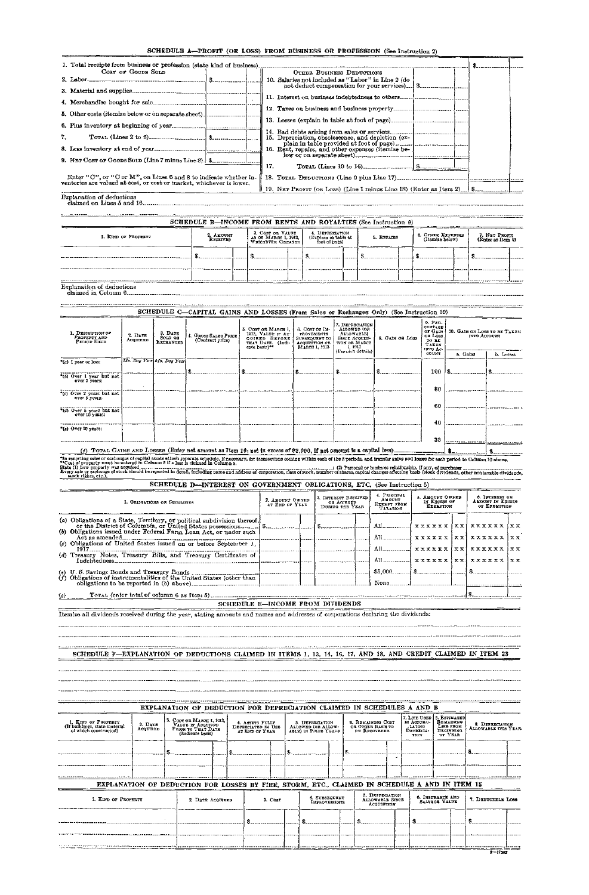## SCHEDULE A—PROFIT (OR LOSS) FROM BUSINESS OR PROFESSION (See Instruction 2)

1. Total receipts from business or profession (state kind of business) ............ $

| COST OF GOODS SOLD | | OTHER BUSINESS DEDUCTIONS | |
|---|---|---|---|
| 2. Labor | $ | 10. Salaries not included as "Labor" in Line 2 (do not deduct compensation for your services) | $ |
| 3. Material and supplies | | 11. Interest on business indebtedness to others | |
| 4. Merchandise bought for sale | | 12. Taxes on business and business property | |
| 5. Other costs (itemize below or on separate sheet) | | 13. Losses (explain in table at foot of page) | |
| 6. Plus inventory at beginning of year | | 14. Bad debts arising from sales or services | |
| 7. TOTAL (Lines 2 to 6) | $ | 15. Depreciation, obsolescence, and depletion (explain in table provided at foot of page) | |
| 8. Less inventory at end of year | | 16. Rent, repairs, and other expenses (itemize below or on separate sheet) | |
| 9. NET COST OF GOODS SOLD (Line 7 minus Line 8) | $ | 17. TOTAL (Lines 10 to 16) | $ |

Enter "C", or "C or M", on Lines 6 and 8 to indicate whether inventories are valued at cost, or cost or market, whichever is lower.

18. TOTAL DEDUCTIONS (Line 9 plus Line 17) ............

19. NET PROFIT (OR LOSS) (Line 1 minus Line 18) (Enter as Item 2) ............ $

Explanation of deductions claimed on Lines 5 and 16 ............

## SCHEDULE B—INCOME FROM RENTS AND ROYALTIES (See Instruction 9)

| 1. KIND OF PROPERTY | 2. AMOUNT RECEIVED | 3. COST OR VALUE AS OF MARCH 1, 1913, WHICHEVER GREATER | 4. DEPRECIATION (Explain in table at foot of page) | 5. REPAIRS | 6. OTHER EXPENSES (Itemize below) | 7. NET PROFIT (Enter as Item 9) |
|---|---|---|---|---|---|---|
| | $ | $ | $ | $ | $ | $ |
| | | | | | | |

Explanation of deductions claimed in Column 6 ............

## SCHEDULE C—CAPITAL GAINS AND LOSSES (From Sales or Exchanges Only) (See Instruction 10)

| 1. DESCRIPTION OF PROPERTY AND PERIOD HELD | 2. DATE ACQUIRED | 3. DATE SOLD OR EXCHANGED | 4. GROSS SALES PRICE (Contract price) | 5. COST OR MARCH 1, 1913, VALUE IF ACQUIRED BEFORE THAT DATE (Indicate basis)** | 6. COST OF IMPROVEMENTS SUBSEQUENT TO ACQUISITION OR MARCH 1, 1913 | 7. DEPRECIATION ALLOWED (OR ALLOWABLE) SINCE ACQUISITION OR MARCH 1, 1913 (Furnish details) | 8. GAIN OR LOSS | 9. PERCENTAGE OF GAIN OR LOSS TO BE TAKEN INTO ACCOUNT | 10. GAIN OR LOSS TO BE TAKEN INTO ACCOUNT | |
|---|---|---|---|---|---|---|---|---|---|---|
| | | | | | | | | | a. Gains | b. Losses |
| *(a) 1 year or less: | Mo. Day Year | Mo. Day Year | | | | | | | | |
| *(b) Over 1 year but not over 2 years: | | | $ | $ | $ | $ | $ | 100 | $ | $ |
| *(c) Over 2 years but not over 5 years: | | | | | | | | 80 | | |
| *(d) Over 5 years but not over 10 years: | | | | | | | | 60 | | |
| *(e) Over 10 years: | | | | | | | | 40 | | |
| | | | | | | | | 30 | | |

(f) TOTAL GAINS AND LOSSES (Enter net amount as Item 10; not in excess of $2,000, if net amount is a capital loss) ............ $ ............ $

*In reporting sales or exchanges of capital assets attach separate schedule, if necessary, for transactions coming within each of the 5 periods, and transfer gains and losses for each period to Column 10 above.
**Cost of property must be entered in Column 5 if a loss is claimed in Column 8.
State (1) how property was acquired ............; (2) Personal or business relationship, if any, of purchaser ............
Every sale or exchange of stock should be reported in detail, including name and address of corporation, class of stock, number of shares, capital changes affecting basis (stock dividends, other nontaxable dividends, stock rights, etc.).

## SCHEDULE D—INTEREST ON GOVERNMENT OBLIGATIONS, ETC. (See Instruction 5)

| 1. OBLIGATIONS OR SECURITIES | 2. AMOUNT OWNED AT END OF YEAR | 3. INTEREST RECEIVED OR ACCRUED DURING THE YEAR | 4. PRINCIPAL AMOUNT EXEMPT FROM TAXATION | 5. AMOUNT OWNED IN EXCESS OF EXEMPTION | 6. INTEREST ON AMOUNT IN EXCESS OF EXEMPTION |
|---|---|---|---|---|---|
| (a) Obligations of a State, Territory, or political subdivision thereof, or the District of Columbia, or United States possessions | $ | $ | All | xxxxxx xx | xxxxxx xx |
| (b) Obligations issued under Federal Farm Loan Act, or under such Act as amended | | | All | xxxxxx xx | xxxxxx xx |
| (c) Obligations of United States issued on or before September 1, 1917 | | | All | xxxxxx xx | xxxxxx xx |
| (d) Treasury Notes, Treasury Bills, and Treasury Certificates of Indebtedness | | | All | xxxxxx xx | xxxxxx xx |
| (e) U. S. Savings Bonds and Treasury Bonds | | | $5,000 | $ | $ |
| (f) Obligations of instrumentalities of the United States (other than obligations to be reported in (b) above) | | | None | | |
| (g) TOTAL (enter total of column 6 as Item 5) | | | | | $ |

## SCHEDULE E—INCOME FROM DIVIDENDS

Itemize all dividends received during the year, stating amounts and names and addresses of corporations declaring the dividends:

## SCHEDULE F—EXPLANATION OF DEDUCTIONS CLAIMED IN ITEMS 1, 13, 14, 16, 17, AND 18, AND CREDIT CLAIMED IN ITEM 23

## EXPLANATION OF DEDUCTION FOR DEPRECIATION CLAIMED IN SCHEDULES A AND B

| 1. KIND OF PROPERTY (If buildings, state material of which constructed) | 2. DATE ACQUIRED | 3. COST OR MARCH 1, 1913, VALUE IF ACQUIRED PRIOR TO THAT DATE (Indicate basis) | 4. ASSETS FULLY DEPRECIATED IN USE AT END OF YEAR | 5. DEPRECIATION ALLOWED (OR ALLOWABLE) IN PRIOR YEARS | 6. REMAINING COST OR OTHER BASIS TO BE RECOVERED | 7. LIFE USED IN ACCUMULATING DEPRECIATION | 8. ESTIMATED REMAINING LIFE FROM BEGINNING OF YEAR | 9. DEPRECIATION ALLOWABLE THIS YEAR |
|---|---|---|---|---|---|---|---|---|
| | | $ | $ | $ | $ | | | $ |
| | | | | | | | | |

## EXPLANATION OF DEDUCTION FOR LOSSES BY FIRE, STORM, ETC., CLAIMED IN SCHEDULE A AND IN ITEM 15

| 1. KIND OF PROPERTY | 2. DATE ACQUIRED | 3. COST | 4. SUBSEQUENT IMPROVEMENTS | 5. DEPRECIATION ALLOWABLE SINCE ACQUISITION | 6. INSURANCE AND SALVAGE VALUE | 7. DEDUCTIBLE LOSS |
|---|---|---|---|---|---|---|
| | | $ | $ | $ | $ | $ |
| | | | | | | |

3—17302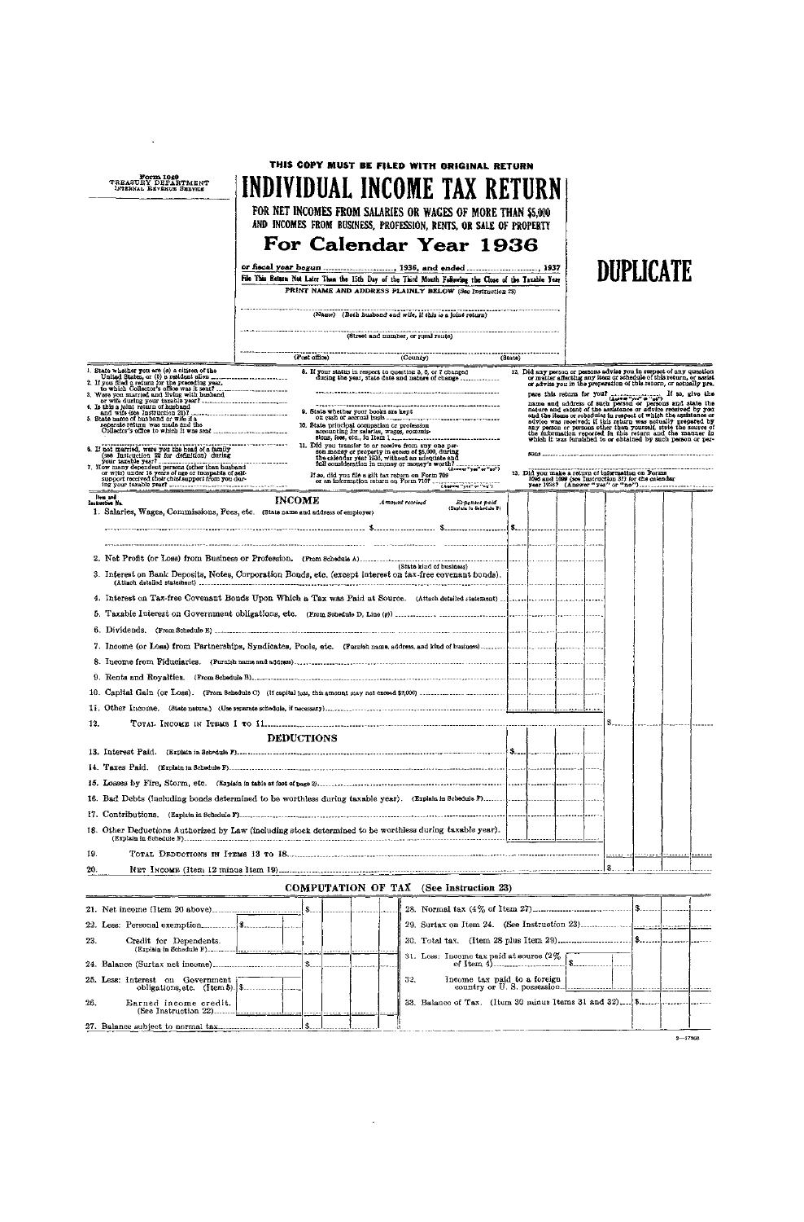THIS COPY MUST BE FILED WITH ORIGINAL RETURN

Form 1040
TREASURY DEPARTMENT
INTERNAL REVENUE SERVICE

# INDIVIDUAL INCOME TAX RETURN

FOR NET INCOMES FROM SALARIES OR WAGES OF MORE THAN $5,000 AND INCOMES FROM BUSINESS, PROFESSION, RENTS, OR SALE OF PROPERTY

## For Calendar Year 1936

# DUPLICATE

or fiscal year begun ................, 1936, and ended ................, 1937

File This Return Not Later Than the 15th Day of the Third Month Following the Close of the Taxable Year

PRINT NAME AND ADDRESS PLAINLY BELOW (See Instruction 23)

........................................................
(Name) (Both husband and wife, if this is a joint return)

........................................................
(Street and number, or rural route)

........................................................
(Post office) (County) (State)

1. State whether you are (a) a citizen of the United States, or (b) a resident alien ..............
2. If you filed a return for the preceding year, to which Collector's office was it sent? ..............
3. Were you married and living with husband or wife during your taxable year? ..............
4. Is this a joint return of husband and wife (see Instruction 29)? ..............
5. State name of husband or wife if a separate return was made and the Collector's office to which it was sent ..............
6. If not married, were you the head of a family (see Instruction 22 for definition) during your taxable year? ..............
7. How many dependent persons (other than husband or wife) under 18 years of age or incapable of self-support received their chief support from you during your taxable year? ..............
8. If your status in respect to question 3, 6, or 7 changed during the year, state date and nature of change ..............
9. State whether your books are kept on cash or accrual basis ..............
10. State principal occupation or profession accounting for salaries, wages, commissions, fees, etc., in Item 1 ..............
11. Did you transfer to or receive from any one person money or property in excess of $5,000, during the calendar year 1936, without an adequate and full consideration in money or money's worth? .............. (Answer "yes" or "no")
If so, did you file a gift tax return on Form 709 or an information return on Form 710? .............. (Answer "yes" or "no")
12. Did any person or persons advise you in respect of any question or matter affecting any item or schedule of this return, or assist or advise you in the preparation of this return, or actually prepare this return for you? .............. (Answer "yes" or "no") If so, give the name and address of such person or persons and state the nature and extent of the assistance or advice received by you and the items or schedules in respect of which the assistance or advice was received; if this return was actually prepared by any person or persons other than yourself, state the source of the information reported in this return and the manner in which it was furnished to or obtained by such person or persons ..............
13. Did you make a return of information on Forms 1096 and 1099 (see Instruction 37) for the calendar year 1936? (Answer "yes" or "no") ..............

| Item and Instruction No. | INCOME | Amount received | Expenses paid (Explain in Schedule F) | | |
|---|---|---|---|---|---|
| 1. | Salaries, Wages, Commissions, Fees, etc. (State name and address of employer) | $ | $ | $ | |
| 2. | Net Profit (or Loss) from Business or Profession. (From Schedule A) ........ (State kind of business) | | | | |
| 3. | Interest on Bank Deposits, Notes, Corporation Bonds, etc. (except interest on tax-free covenant bonds). (Attach detailed statement) | | | | |
| 4. | Interest on Tax-free Covenant Bonds Upon Which a Tax was Paid at Source. (Attach detailed statement) | | | | |
| 5. | Taxable Interest on Government obligations, etc. (From Schedule D, Line (g)) | | | | |
| 6. | Dividends. (From Schedule E) | | | | |
| 7. | Income (or Loss) from Partnerships, Syndicates, Pools, etc. (Furnish name, address, and kind of business) | | | | |
| 8. | Income from Fiduciaries. (Furnish name and address) | | | | |
| 9. | Rents and Royalties. (From Schedule B) | | | | |
| 10. | Capital Gain (or Loss). (From Schedule C) (If capital loss, this amount may not exceed $2,000) | | | | |
| 11. | Other Income. (State nature.) (Use separate schedule, if necessary) | | | | |
| 12. | TOTAL INCOME IN ITEMS 1 TO 11 | | | | $ |
| | **DEDUCTIONS** | | | | |
| 13. | Interest Paid. (Explain in Schedule F) | | | $ | |
| 14. | Taxes Paid. (Explain in Schedule F) | | | | |
| 15. | Losses by Fire, Storm, etc. (Explain in table at foot of page 2) | | | | |
| 16. | Bad Debts (including bonds determined to be worthless during taxable year). (Explain in Schedule F) | | | | |
| 17. | Contributions. (Explain in Schedule F) | | | | |
| 18. | Other Deductions Authorized by Law (including stock determined to be worthless during taxable year). (Explain in Schedule F) | | | | |
| 19. | TOTAL DEDUCTIONS IN ITEMS 13 TO 18 | | | | |
| 20. | NET INCOME (Item 12 minus Item 19) | | | | $ |

### COMPUTATION OF TAX (See Instruction 23)

| | | | |
|---|---|---|---|
| 21. Net income (Item 20 above) | | $ | |
| 22. Less: Personal exemption | $ | | |
| 23. Credit for Dependents. (Explain in Schedule F) | | | |
| 24. Balance (Surtax net income) | | $ | |
| 25. Less: Interest on Government obligations, etc. (Item 5) | $ | | |
| 26. Earned income credit. (See Instruction 22) | | | |
| 27. Balance subject to normal tax | | $ | |

| | | |
|---|---|---|
| 28. Normal tax (4% of Item 27) | | $ |
| 29. Surtax on Item 24. (See Instruction 23) | | |
| 30. Total tax. (Item 28 plus Item 29) | | $ |
| 31. Less: Income tax paid at source (2% of Item 4) | $ | |
| 32. Income tax paid to a foreign country or U. S. possession | | |
| 33. Balance of Tax. (Item 30 minus Items 31 and 32) | | $ |

3—17203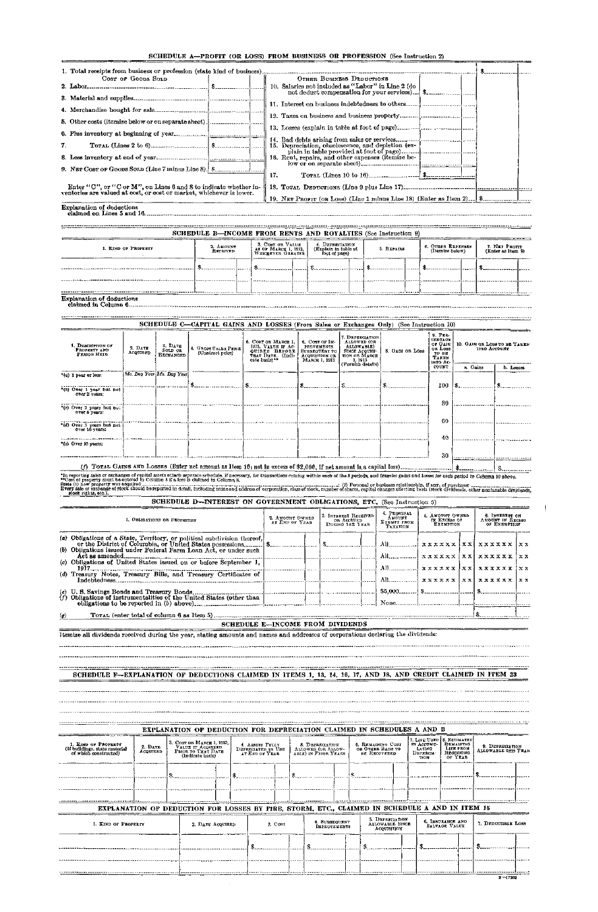## SCHEDULE A—PROFIT (OR LOSS) FROM BUSINESS OR PROFESSION (See Instruction 2)

1. Total receipts from business or profession (state kind of business) ........ $

| COST OF GOODS SOLD | | OTHER BUSINESS DEDUCTIONS | |
|---|---|---|---|
| 2. Labor | $ | 10. Salaries not included as "Labor" in Line 2 (do not deduct compensation for your services) | $ |
| 3. Material and supplies | | 11. Interest on business indebtedness to others | |
| 4. Merchandise bought for sale | | 12. Taxes on business and business property | |
| 5. Other costs (itemize below or on separate sheet) | | 13. Losses (explain in table at foot of page) | |
| 6. Plus inventory at beginning of year | | 14. Bad debts arising from sales or services | |
| 7. TOTAL (Lines 2 to 6) | $ | 15. Depreciation, obsolescence, and depletion (explain in table provided at foot of page) | |
| 8. Less inventory at end of year | | 16. Rent, repairs, and other expenses (itemize below or on separate sheet) | |
| 9. NET COST OF GOODS SOLD (Line 7 minus Line 8) | $ | 17. TOTAL (Lines 10 to 16) | $ |

Enter "C", or "C or M", on Lines 6 and 8 to indicate whether inventories are valued at cost, or cost or market, whichever is lower.

18. TOTAL DEDUCTIONS (Line 9 plus Line 17) ........

19. NET PROFIT (OR LOSS) (Line 1 minus Line 18) (Enter as Item 2) ........ $

Explanation of deductions claimed on Lines 5 and 16 ........

## SCHEDULE B—INCOME FROM RENTS AND ROYALTIES (See Instruction 9)

| 1. KIND OF PROPERTY | 2. AMOUNT RECEIVED | 3. COST OR VALUE AS OF MARCH 1, 1913, WHICHEVER GREATER | 4. DEPRECIATION (Explain in table at foot of page) | 5. REPAIRS | 6. OTHER EXPENSES (Itemize below) | 7. NET PROFIT (Enter as Item 9) |
|---|---|---|---|---|---|---|
| | $ | $ | $ | $ | $ | $ |
| | | | | | | |

Explanation of deductions claimed in Column 6 ........

## SCHEDULE C—CAPITAL GAINS AND LOSSES (From Sales or Exchanges Only) (See Instruction 10)

| 1. DESCRIPTION OF PROPERTY AND PERIOD HELD | 2. DATE ACQUIRED | 3. DATE SOLD OR EXCHANGED | 4. GROSS SALES PRICE (Contract price) | 5. COST OR MARCH 1, 1913, VALUE IF ACQUIRED BEFORE THAT DATE. (Indicate basis)** | 6. COST OF IMPROVEMENTS SUBSEQUENT TO ACQUISITION OR MARCH 1, 1913 | 7. DEPRECIATION ALLOWED (OR ALLOWABLE) SINCE ACQUISITION OR MARCH 1, 1913 (Furnish details) | 8. GAIN OR LOSS | 9. PERCENTAGE OF GAIN OR LOSS TO BE TAKEN INTO ACCOUNT | 10. GAIN OR LOSS TO BE TAKEN INTO ACCOUNT a. Gains | b. Losses |
|---|---|---|---|---|---|---|---|---|---|---|
| *(a) 1 year or less: | Mo. Day Year | Mo. Day Year | $ | $ | $ | $ | $ | 100 | $ | $ |
| *(b) Over 1 year but not over 2 years: | | | | | | | | 80 | | |
| *(c) Over 2 years but not over 5 years: | | | | | | | | 60 | | |
| *(d) Over 5 years but not over 10 years: | | | | | | | | 40 | | |
| *(e) Over 10 years: | | | | | | | | 30 | | |

(f) TOTAL GAINS AND LOSSES (Enter net amount as Item 10; not in excess of $2,000, if net amount is a capital loss) ........ $ ........ $

*In reporting sales or exchanges of capital assets attach separate schedule, if necessary, for transactions coming within each of the 5 periods, and transfer gains and losses for each period to Column 10 above.
**Cost of property must be entered in Column 5 if a loss is claimed in Column 8.
State (1) how property was acquired ........ (2) Personal or business relationship, if any, of purchaser ........
Every sale or exchange of stock should be reported in detail, including name and address of corporation, class of stock, number of shares, capital changes affecting basis (stock dividends, other nontaxable dividends, stock rights, etc.).

## SCHEDULE D—INTEREST ON GOVERNMENT OBLIGATIONS, ETC. (See Instruction 5)

| 1. OBLIGATIONS OR SECURITIES | 2. AMOUNT OWNED AT END OF YEAR | 3. INTEREST RECEIVED OR ACCRUED DURING THE YEAR | 4. PRINCIPAL AMOUNT EXEMPT FROM TAXATION | 5. AMOUNT OWNED IN EXCESS OF EXEMPTION | 6. INTEREST ON AMOUNT IN EXCESS OF EXEMPTION |
|---|---|---|---|---|---|
| (a) Obligations of a State, Territory, or political subdivision thereof, or the District of Columbia, or United States possessions | $ | $ | All | xxxxxx xx | xxxxxx xx |
| (b) Obligations issued under Federal Farm Loan Act, or under such Act as amended | | | All | xxxxxx xx | xxxxxx xx |
| (c) Obligations of United States issued on or before September 1, 1917 | | | All | xxxxxx xx | xxxxxx xx |
| (d) Treasury Notes, Treasury Bills, and Treasury Certificates of Indebtedness | | | All | xxxxxx xx | xxxxxx xx |
| (e) U. S. Savings Bonds and Treasury Bonds | | | $5,000 | $ | $ |
| (f) Obligations of instrumentalities of the United States (other than obligations to be reported in (b) above) | | | None | | |
| (g) TOTAL (enter total of column 6 as Item 5) | | | | | $ |

## SCHEDULE E—INCOME FROM DIVIDENDS

Itemize all dividends received during the year, stating amounts and names and addresses of corporations declaring the dividends:

## SCHEDULE F—EXPLANATION OF DEDUCTIONS CLAIMED IN ITEMS 1, 13, 14, 16, 17, AND 18, AND CREDIT CLAIMED IN ITEM 23

## EXPLANATION OF DEDUCTION FOR DEPRECIATION CLAIMED IN SCHEDULES A AND B

| 1. KIND OF PROPERTY (If buildings, state material of which constructed) | 2. DATE ACQUIRED | 3. COST OR MARCH 1, 1913, VALUE IF ACQUIRED PRIOR TO THAT DATE (Indicate basis) | 4. ASSETS FULLY DEPRECIATED IN USE AT END OF YEAR | 5. DEPRECIATION ALLOWED (OR ALLOWABLE) IN PRIOR YEARS | 6. REMAINING COST OR OTHER BASIS TO BE RECOVERED | 7. LIFE USED IN ACCUMULATING DEPRECIATION | 8. ESTIMATED REMAINING LIFE FROM BEGINNING OF YEAR | 9. DEPRECIATION ALLOWABLE THIS YEAR |
|---|---|---|---|---|---|---|---|---|
| | | $ | $ | $ | $ | | | $ |
| | | | | | | | | |

## EXPLANATION OF DEDUCTION FOR LOSSES BY FIRE, STORM, ETC., CLAIMED IN SCHEDULE A AND IN ITEM 15

| 1. KIND OF PROPERTY | 2. DATE ACQUIRED | 3. COST | 4. SUBSEQUENT IMPROVEMENTS | 5. DEPRECIATION ALLOWABLE SINCE ACQUISITION | 6. INSURANCE AND SALVAGE VALUE | 7. DEDUCTIBLE LOSS |
|---|---|---|---|---|---|---|
| | | $ | $ | $ | $ | $ |
| | | | | | | |

3—17202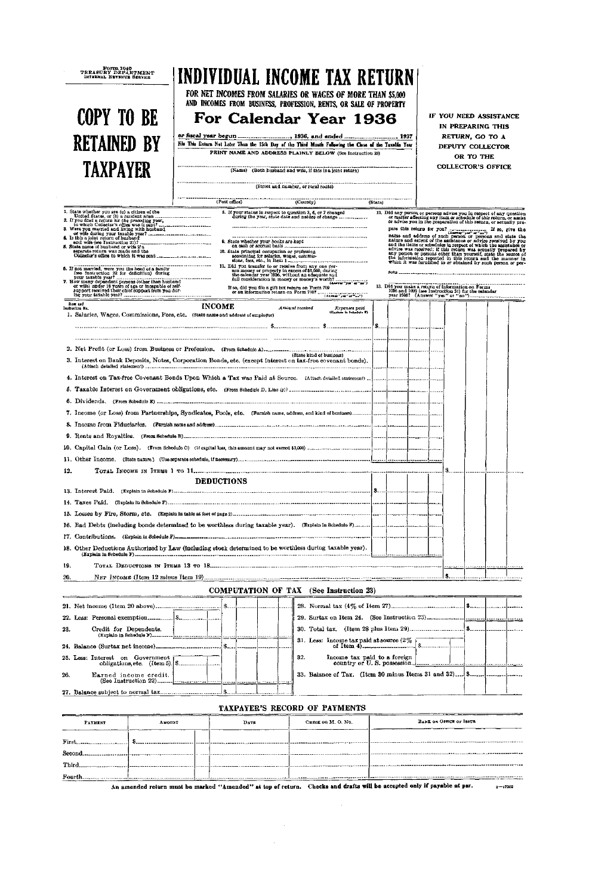Form 1040
TREASURY DEPARTMENT
INTERNAL REVENUE SERVICE

# COPY TO BE RETAINED BY TAXPAYER

# INDIVIDUAL INCOME TAX RETURN

## FOR NET INCOMES FROM SALARIES OR WAGES OF MORE THAN $5,000 AND INCOMES FROM BUSINESS, PROFESSION, RENTS, OR SALE OF PROPERTY

## For Calendar Year 1936

or fiscal year begun ................, 1936, and ended ................, 1937

File This Return Not Later Than the 15th Day of the Third Month Following the Close of the Taxable Year

PRINT NAME AND ADDRESS PLAINLY BELOW (See Instruction 28)

.................................................................................
(Name) (Both husband and wife, if this is a joint return)

.................................................................................
(Street and number, or rural route)

.................................................................................
(Post office) (County) (State)

**IF YOU NEED ASSISTANCE IN PREPARING THIS RETURN, GO TO A DEPUTY COLLECTOR OR TO THE COLLECTOR'S OFFICE**

1. State whether you are (a) a citizen of the United States, or (b) a resident alien ................
2. If you filed a return for the preceding year, to which Collector's office was it sent? ................
3. Were you married and living with husband or wife during your taxable year? ................
4. Is this a joint return of husband and wife (see Instruction 21)? ................
5. State name of husband or wife if a separate return was made and the Collector's office to which it was sent ................
6. If not married, were you the head of a family (see Instruction 22 for definition) during your taxable year? ................
7. How many dependent persons (other than husband or wife) under 18 years of age or incapable of self-support received their chief support from you during your taxable year? ................
8. If your status in respect to question 3, 6, or 7 changed during the year, state date and nature of change ................
9. State whether your books are kept on cash or accrual basis ................
10. State principal occupation or profession accounting for salaries, wages, commissions, fees, etc., in Item 1 ................
11. Did you transfer to or receive from any one person money or property in excess of $5,000, during the calendar year 1936, without an adequate and full consideration in money or money's worth? ................ (Answer "yes" or "no")
If so, did you file a gift tax return on Form 709 or an information return on Form 710? ................ (Answer "yes" or "no")
12. Did any person or persons advise you in respect of any question or matter affecting any item or schedule of this return, or assist or advise you in the preparation of this return, or actually prepare this return for you? ................ (Answer "yes" or "no") If so, give the name and address of such person or persons and state the nature and extent of the assistance or advice received by you and the items or schedules in respect of which the assistance or advice was received; if this return was actually prepared by any person or persons other than yourself, state the source of the information reported in this return and the manner in which it was furnished to or obtained by such person or persons ................
13. Did you make a return of information on Forms 1096 and 1099 (see Instruction 31) for the calendar year 1936? (Answer "yes" or "no") ................

| Item and Instruction No. | INCOME | Amount received | Expenses paid (Explain in Schedule F) | | |
|---|---|---|---|---|---|
| 1. | Salaries, Wages, Commissions, Fees, etc. (State name and address of employer) ................ | $ | $ | $ | |
| 2. | Net Profit (or Loss) from Business or Profession. (From Schedule A) ................ (State kind of business) | | | | |
| 3. | Interest on Bank Deposits, Notes, Corporation Bonds, etc. (except interest on tax-free covenant bonds). (Attach detailed statement) | | | | |
| 4. | Interest on Tax-free Covenant Bonds Upon Which a Tax was Paid at Source. (Attach detailed statement) | | | | |
| 5. | Taxable Interest on Government obligations, etc. (From Schedule D, Line (g)) | | | | |
| 6. | Dividends. (From Schedule E) | | | | |
| 7. | Income (or Loss) from Partnerships, Syndicates, Pools, etc. (Furnish name, address, and kind of business) | | | | |
| 8. | Income from Fiduciaries. (Furnish name and address) | | | | |
| 9. | Rents and Royalties. (From Schedule B) | | | | |
| 10. | Capital Gain (or Loss). (From Schedule C) (If capital loss, this amount may not exceed $2,000) | | | | |
| 11. | Other Income. (State nature) (Use separate schedule, if necessary) | | | | |
| 12. | Total Income in Items 1 to 11 | | | | $ |
| | **DEDUCTIONS** | | | | |
| 13. | Interest Paid. (Explain in Schedule F) | | | $ | |
| 14. | Taxes Paid. (Explain in Schedule F) | | | | |
| 15. | Losses by Fire, Storm, etc. (Explain in table at foot of page 2) | | | | |
| 16. | Bad Debts (including bonds determined to be worthless during taxable year). (Explain in Schedule F) | | | | |
| 17. | Contributions. (Explain in Schedule F) | | | | |
| 18. | Other Deductions Authorized by Law (including stock determined to be worthless during taxable year). (Explain in Schedule F) | | | | |
| 19. | Total Deductions in Items 13 to 18 | | | | |
| 20. | Net Income (Item 12 minus Item 19) | | | | $ |

## COMPUTATION OF TAX (See Instruction 23)

| | | | | | |
|---|---|---|---|---|---|
| 21. Net income (Item 20 above) | | $ | 28. Normal tax (4% of Item 27) | | $ |
| 22. Less: Personal exemption | $ | | 29. Surtax on Item 24. (See Instruction 23) | | |
| 23. Credit for Dependents. (Explain in Schedule F) | | | 30. Total tax. (Item 28 plus Item 29) | | $ |
| 24. Balance (Surtax net income) | | $ | 31. Less: Income tax paid at source (2% of Item 4) | $ | |
| 25. Less: Interest on Government obligations, etc. (Item 5) | $ | | 32. Income tax paid to a foreign country or U. S. possession | | |
| 26. Earned income credit. (See Instruction 22) | | | 33. Balance of Tax. (Item 30 minus Items 31 and 32) | | $ |
| 27. Balance subject to normal tax | | $ | | | |

## TAXPAYER'S RECORD OF PAYMENTS

| Payment | Amount | Date | Check or M. O. No. | Bank or Office of Issue |
|---|---|---|---|---|
| First | $ | | | |
| Second | | | | |
| Third | | | | |
| Fourth | | | | |

An amended return must be marked "Amended" at top of return. Checks and drafts will be accepted only if payable at par.

2—17202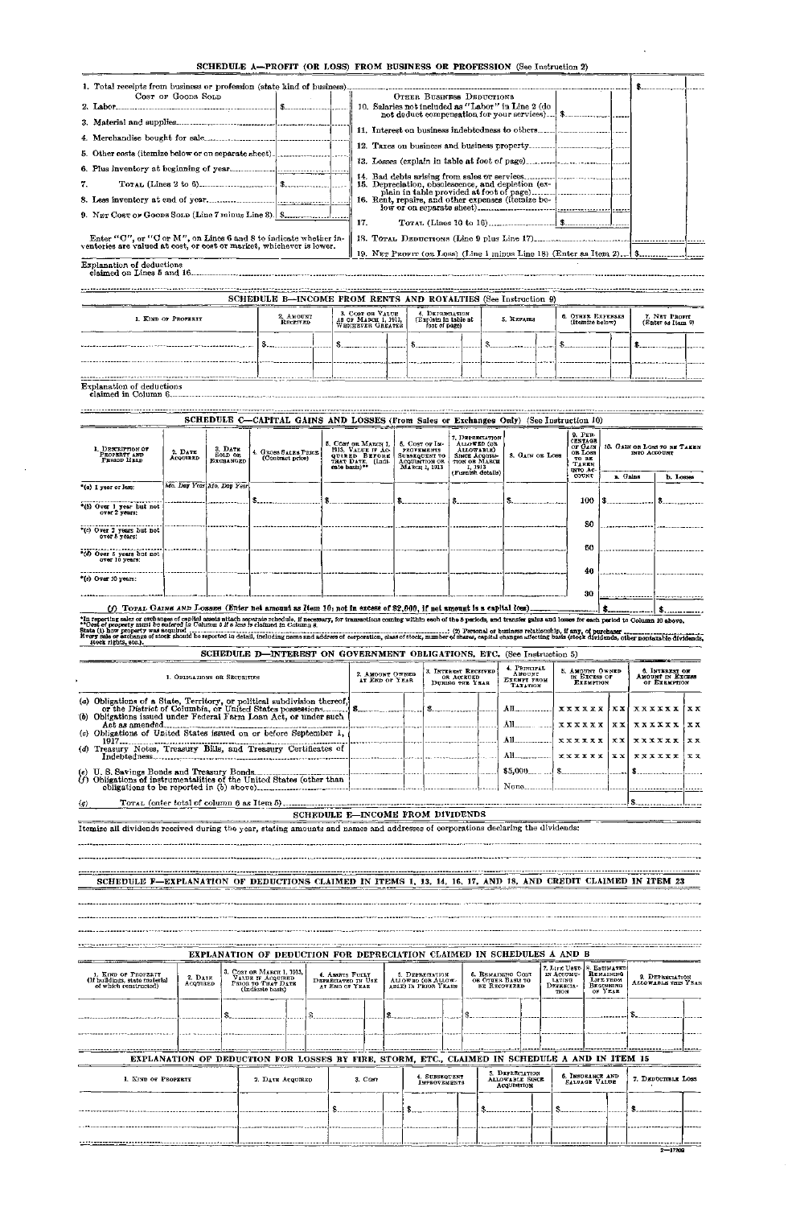## SCHEDULE A—PROFIT (OR LOSS) FROM BUSINESS OR PROFESSION (See Instruction 2)

1. Total receipts from business or profession (state kind of business) .................... $

| COST OF GOODS SOLD | | OTHER BUSINESS DEDUCTIONS | |
|---|---|---|---|
| 2. Labor | $ | 10. Salaries not included as "Labor" in Line 2 (do not deduct compensation for your services) | $ |
| 3. Material and supplies | | 11. Interest on business indebtedness to others | |
| 4. Merchandise bought for sale | | 12. Taxes on business and business property | |
| 5. Other costs (itemize below or on separate sheet) | | 13. Losses (explain in table at foot of page) | |
| 6. Plus inventory at beginning of year | | 14. Bad debts arising from sales or services | |
| 7. TOTAL (Lines 2 to 6) | $ | 15. Depreciation, obsolescence, and depletion (explain in table provided at foot of page) | |
| 8. Less inventory at end of year | | 16. Rent, repairs, and other expenses (itemize below or on separate sheet) | |
| 9. NET COST OF GOODS SOLD (Line 7 minus Line 8) | $ | 17. TOTAL (Lines 10 to 16) | $ |
| Enter "C", or "C or M", on Lines 6 and 8 to indicate whether inventories are valued at cost, or cost or market, whichever is lower. | | 18. TOTAL DEDUCTIONS (Line 9 plus Line 17) | |
| | | 19. NET PROFIT (OR LOSS) (Line 1 minus Line 18) (Enter as Item 2) | $ |

Explanation of deductions claimed on Lines 5 and 16 ....................

## SCHEDULE B—INCOME FROM RENTS AND ROYALTIES (See Instruction 9)

| 1. KIND OF PROPERTY | 2. AMOUNT RECEIVED | 3. COST OR VALUE AS OF MARCH 1, 1913, WHICHEVER GREATER | 4. DEPRECIATION (Explain in table at foot of page) | 5. REPAIRS | 6. OTHER EXPENSES (Itemize below) | 7. NET PROFIT (Enter as Item 9) |
|---|---|---|---|---|---|---|
| | $ | $ | $ | $ | $ | $ |
| | | | | | | |

Explanation of deductions claimed in Column 6 ....................

## SCHEDULE C—CAPITAL GAINS AND LOSSES (From Sales or Exchanges Only) (See Instruction 10)

| 1. DESCRIPTION OF PROPERTY AND PERIOD HELD | 2. DATE ACQUIRED | 3. DATE SOLD OR EXCHANGED | 4. GROSS SALES PRICE (Contract price) | 5. COST OR MARCH 1, 1913, VALUE IF ACQUIRED BEFORE THAT DATE (Indicate basis)** | 6. COST OF IMPROVEMENTS SUBSEQUENT TO ACQUISITION OR MARCH 1, 1913 | 7. DEPRECIATION ALLOWED (OR ALLOWABLE) SINCE ACQUISITION OR MARCH 1, 1913 (Furnish details) | 8. GAIN OR LOSS | 9. PERCENTAGE OF GAIN OR LOSS TO BE TAKEN INTO ACCOUNT | 10. GAIN OR LOSS TO BE TAKEN INTO ACCOUNT | |
|---|---|---|---|---|---|---|---|---|---|---|
| | | | | | | | | | a. Gains | b. Losses |
| *(a) 1 year or less: | Mo. Day Year | Mo. Day Year | $ | $ | $ | $ | $ | 100 | $ | $ |
| *(b) Over 1 year but not over 2 years: | | | | | | | | 80 | | |
| *(c) Over 2 years but not over 5 years: | | | | | | | | 60 | | |
| *(d) Over 5 years but not over 10 years: | | | | | | | | 40 | | |
| *(e) Over 10 years: | | | | | | | | 30 | | |
| (f) TOTAL GAINS AND LOSSES (Enter net amount as Item 10; not in excess of $2,000, if net amount is a capital loss) | | | | | | | | | $ | $ |

*In reporting sales or exchanges of capital assets attach separate schedule, if necessary, for transactions coming within each of the 5 periods, and transfer gains and losses for each period to Column 10 above.
**Cost of property must be entered in Column 5 if a loss is claimed in Column 8.
State (1) how property was acquired ...................; (2) Personal or business relationship, if any, of purchaser ...................
Every sale or exchange of stock should be reported in detail, including name and address of corporation, class of stock, number of shares, capital changes affecting basis (stock dividends, other nontaxable dividends, stock rights, etc.).

## SCHEDULE D—INTEREST ON GOVERNMENT OBLIGATIONS, ETC. (See Instruction 5)

| 1. OBLIGATIONS OR SECURITIES | 2. AMOUNT OWNED AT END OF YEAR | 3. INTEREST RECEIVED OR ACCRUED DURING THE YEAR | 4. PRINCIPAL AMOUNT EXEMPT FROM TAXATION | 5. AMOUNT OWNED IN EXCESS OF EXEMPTION | 6. INTEREST ON AMOUNT IN EXCESS OF EXEMPTION |
|---|---|---|---|---|---|
| (a) Obligations of a State, Territory, or political subdivision thereof, or the District of Columbia, or United States possessions | $ | $ | All | XXXXXX XX | XXXXXX XX |
| (b) Obligations issued under Federal Farm Loan Act, or under such Act as amended | | | All | XXXXXX XX | XXXXXX XX |
| (c) Obligations of United States issued on or before September 1, 1917 | | | All | XXXXXX XX | XXXXXX XX |
| (d) Treasury Notes, Treasury Bills, and Treasury Certificates of Indebtedness | | | All | XXXXXX XX | XXXXXX XX |
| (e) U. S. Savings Bonds and Treasury Bonds | | | $5,000 | $ | $ |
| (f) Obligations of instrumentalities of the United States (other than obligations to be reported in (b) above) | | | None | | |
| (g) TOTAL (enter total of column 6 as Item 5) | | | | | $ |

## SCHEDULE E—INCOME FROM DIVIDENDS

Itemize all dividends received during the year, stating amounts and names and addresses of corporations declaring the dividends:

## SCHEDULE F—EXPLANATION OF DEDUCTIONS CLAIMED IN ITEMS 1, 13, 14, 16, 17, AND 18, AND CREDIT CLAIMED IN ITEM 23

## EXPLANATION OF DEDUCTION FOR DEPRECIATION CLAIMED IN SCHEDULES A AND B

| 1. KIND OF PROPERTY (If buildings, state material of which constructed) | 2. DATE ACQUIRED | 3. COST OR MARCH 1, 1913, VALUE IF ACQUIRED PRIOR TO THAT DATE (Indicate basis) | 4. ASSETS FULLY DEPRECIATED IN USE AT END OF YEAR | 5. DEPRECIATION ALLOWED (OR ALLOWABLE) IN PRIOR YEARS | 6. REMAINING COST OR OTHER BASIS TO BE RECOVERED | 7. LIFE USED IN ACCUMULATING DEPRECIATION | 8. ESTIMATED REMAINING LIFE FROM BEGINNING OF YEAR | 9. DEPRECIATION ALLOWABLE THIS YEAR |
|---|---|---|---|---|---|---|---|---|
| | | $ | | $ | $ | | | $ |
| | | | | | | | | |

## EXPLANATION OF DEDUCTION FOR LOSSES BY FIRE, STORM, ETC., CLAIMED IN SCHEDULE A AND IN ITEM 15

| 1. KIND OF PROPERTY | 2. DATE ACQUIRED | 3. COST | 4. SUBSEQUENT IMPROVEMENTS | 5. DEPRECIATION ALLOWABLE SINCE ACQUISITION | 6. INSURANCE AND SALVAGE VALUE | 7. DEDUCTIBLE LOSS |
|---|---|---|---|---|---|---|
| | | $ | $ | $ | $ | $ |
| | | | | | | |

2—17809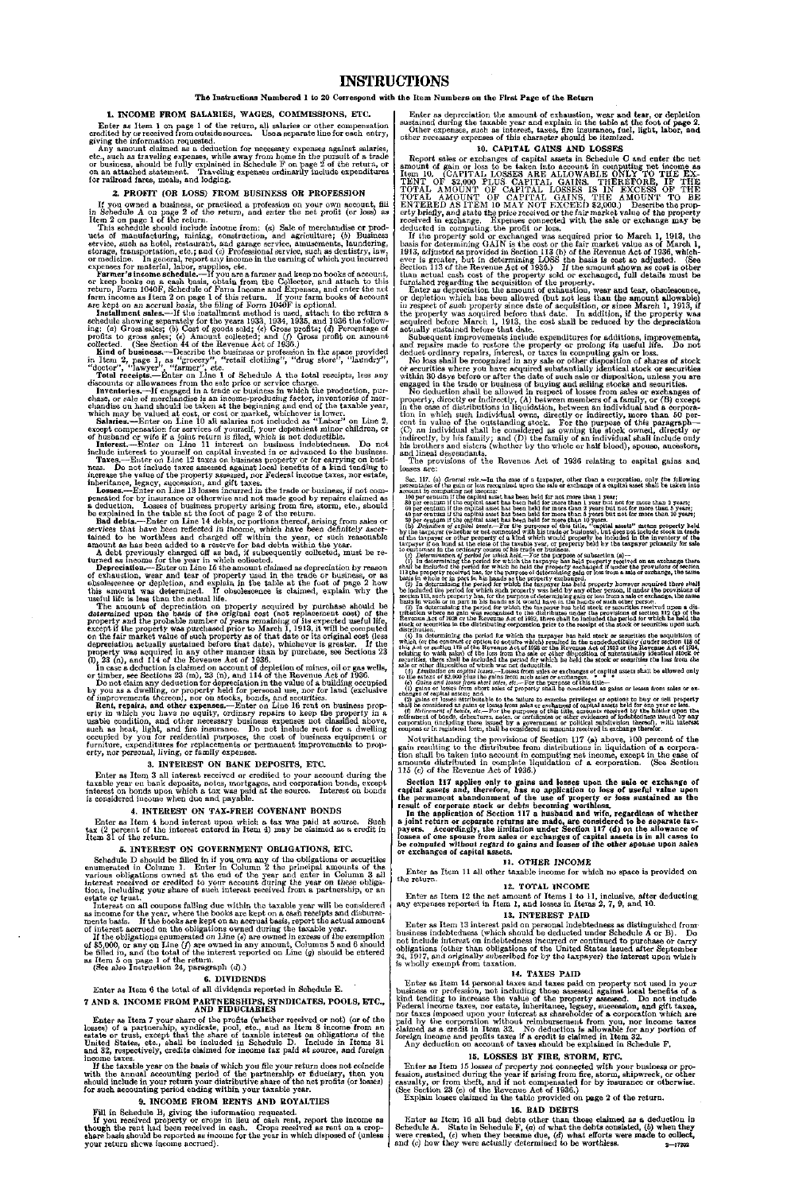# INSTRUCTIONS

**The Instructions Numbered 1 to 20 Correspond with the Item Numbers on the First Page of the Return**

## 1. INCOME FROM SALARIES, WAGES, COMMISSIONS, ETC.

Enter as Item 1 on page 1 of the return, all salaries or other compensation credited by or received from outside sources. Use a separate line for each entry, giving the information requested.

Any amount claimed as a deduction for necessary expenses against salaries, etc., such as traveling expenses, while away from home in the pursuit of a trade or business, should be fully explained in Schedule F on page 2 of the return, or on an attached statement. Traveling expenses ordinarily include expenditures for railroad fares, meals, and lodging.

## 2. PROFIT (OR LOSS) FROM BUSINESS OR PROFESSION

If you owned a business, or practiced a profession on your own account, fill in Schedule A on page 2 of the return, and enter the net profit (or loss) as Item 2 on page 1 of the return.

This schedule should include income from: (*a*) Sale of merchandise or products of manufacturing, mining, construction, and agriculture; (*b*) Business service, such as hotel, restaurant, and garage service, amusements, laundering, storage, transportation, etc.; and (*c*) Professional service, such as dentistry, law, or medicine. In general, report any income in the earning of which you incurred expenses for material, labor, supplies, etc.

**Farmer's income schedule.**—If you are a farmer and keep no books of account, or keep books on a cash basis, obtain from the Collector, and attach to this return, Form 1040F, Schedule of Farm Income and Expenses, and enter the net farm income as Item 2 on page 1 of this return. If your farm books of account are kept on an accrual basis, the filing of Form 1040F is optional.

**Installment sales.**—If the installment method is used, attach to the return a schedule showing separately for the years 1933, 1934, 1935, and 1936 the following: (*a*) Gross sales; (*b*) Cost of goods sold; (*c*) Gross profits; (*d*) Percentage of profits to gross sales; (*e*) Amount collected; and (*f*) Gross profit on amount collected. (See Section 44 of the Revenue Act of 1936.)

**Kind of business.**—Describe the business or profession in the space provided in Item 2, page 1, as "grocery", "retail clothing", "drug store", "laundry", "doctor", "lawyer", "farmer", etc.

**Total receipts.**—Enter on Line 1 of Schedule A the total receipts, less any discounts or allowances from the sale price or service charge.

**Inventories.**—If engaged in a trade or business in which the production, purchase, or sale of merchandise is an income-producing factor, inventories of merchandise on hand should be taken at the beginning and end of the taxable year, which may be valued at cost, or cost or market, whichever is lower.

**Salaries.**—Enter on Line 10 all salaries not included as "Labor" on Line 2, except compensation for services of yourself, your dependent minor children, or of husband or wife if a joint return is filed, which is not deductible.

**Interest.**—Enter on Line 11 interest on business indebtedness. Do not include interest to yourself on capital invested in or advanced to the business.

**Taxes.**—Enter on Line 12 taxes on business property or for carrying on business. Do not include taxes assessed against local benefits of a kind tending to increase the value of the property assessed, nor Federal income taxes, nor estate, inheritance, legacy, succession, and gift taxes.

**Losses.**—Enter on Line 13 losses incurred in the trade or business, if not compensated for by insurance or otherwise and not made good by repairs claimed as a deduction. Losses of business property arising from fire, storm, etc., should be explained in the table at the foot of page 2 of the return.

**Bad debts.**—Enter on Line 14 debts, or portions thereof, arising from sales or services that have been reflected in income, which have been definitely ascertained to be worthless and charged off within the year, or such reasonable amount as has been added to a reserve for bad debts within the year.

A debt previously charged off as bad, if subsequently collected, must be returned as income for the year in which collected.

**Depreciation.**—Enter on Line 15 the amount claimed as depreciation by reason of exhaustion, wear and tear of property used in the trade or business, or as obsolescence or depletion, and explain in the table at the foot of page 2 how this amount was determined. If obsolescence is claimed, explain why the useful life is less than the actual life.

The amount of depreciation on property acquired by purchase should be *determined* upon the basis of the original cost (not replacement cost) of the property and the probable number of years remaining of its expected useful life, except if the property was purchased prior to March 1, 1913, it will be computed on the fair market value of such property as of that date or its original cost (less depreciation actually sustained before that date), whichever is greater. If the property was acquired in any other manner than by purchase, see Sections 23 (l), 23 (n), and 114 of the Revenue Act of 1936.

In case a deduction is claimed on account of depletion of mines, oil or gas wells, or timber, see Sections 23 (m), 23 (n), and 114 of the Revenue Act of 1936.

Do not claim any deduction for depreciation in the value of a building occupied by you as a dwelling, or property held for personal use, nor for land (exclusive of improvements thereon), nor on stocks, bonds, and securities.

**Rent, repairs, and other expenses.**—Enter on Line 16 rent on business property in which you have no equity, ordinary repairs to keep the property in a usable condition, and other necessary business expenses not classified above, such as heat, light, and fire insurance. Do not include rent for a dwelling occupied by you for residential purposes, the cost of business equipment or furniture, expenditures for replacements or permanent improvements to property, nor personal, living, or family expenses.

## 3. INTEREST ON BANK DEPOSITS, ETC.

Enter as Item 3 all interest received or credited to your account during the taxable year on bank deposits, notes, mortgages, and corporation bonds, except interest on bonds upon which a tax was paid at the source. Interest on bonds is considered income when due and payable.

## 4. INTEREST ON TAX-FREE COVENANT BONDS

Enter as Item 4 bond interest upon which a tax was paid at source. Such tax (2 percent of the interest entered in Item 4) may be claimed as a credit in Item 31 of the return.

## 5. INTEREST ON GOVERNMENT OBLIGATIONS, ETC.

Schedule D should be filled in if you own any of the obligations or securities enumerated in Column 1. Enter in Column 2 the principal amounts of the various obligations owned at the end of the year and enter in Column 3 all interest received or credited to your account during the year on these obligations, including your share of such interest received from a partnership, or an estate or trust.

Interest on all coupons falling due within the taxable year will be considered as income for the year, where the books are kept on a cash receipts and disbursements basis. If the books are kept on an accrual basis, report the actual amount of interest accrued on the obligations owned during the taxable year.

If the obligations enumerated on Line (*e*) are owned in excess of the exemption of \$5,000, or any on Line (*f*) are owned in any amount, Columns 5 and 6 should be filled in, and the total of the interest reported on Line (*g*) should be entered as Item 5 on page 1 of the return.

(See also Instruction 24, paragraph (*d*).)

## 6. DIVIDENDS

Enter as Item 6 the total of all dividends reported in Schedule E.

## 7 AND 8. INCOME FROM PARTNERSHIPS, SYNDICATES, POOLS, ETC., AND FIDUCIARIES

Enter as Item 7 your share of the profits (whether received or not) (or of the losses) of a partnership, syndicate, pool, etc., and as Item 8 income from an estate or trust, except that the share of taxable interest on obligations of the United States, etc., shall be included in Schedule D. Include in Items 31 and 32, respectively, credits claimed for income tax paid at source, and foreign income taxes.

If the taxable year on the basis of which you file your return does not coincide with the annual accounting period of the partnership or fiduciary, then you should include in your return your distributive share of the net profits (or losses) for such accounting period ending within your taxable year.

## 9. INCOME FROM RENTS AND ROYALTIES

Fill in Schedule B, giving the information requested.

If you received property or crops in lieu of cash rent, report the income as though the rent had been received in cash. Crops received as rent on a crop-share basis should be reported as income for the year in which disposed of (unless your return shows income accrued).

Enter as depreciation the amount of exhaustion, wear and tear, or depletion sustained during the taxable year and explain in the table at the foot of page 2.

Other expenses, such as interest, taxes, fire insurance, fuel, light, labor, and other necessary expenses of this character should be itemized.

## 10. CAPITAL GAINS AND LOSSES

Report sales or exchanges of capital assets in Schedule C and enter the net amount of gain or loss to be taken into account in computing net income as Item 10. (CAPITAL LOSSES ARE ALLOWABLE ONLY TO THE EXTENT OF \$2,000 PLUS CAPITAL GAINS. THEREFORE, IF THE TOTAL AMOUNT OF CAPITAL LOSSES IS IN EXCESS OF THE TOTAL AMOUNT OF CAPITAL GAINS, THE AMOUNT TO BE ENTERED AS ITEM 10 MAY NOT EXCEED \$2,000.) Describe the property briefly, and state the price received or the fair market value of the property received in exchange. Expenses connected with the sale or exchange may be deducted in computing the profit or loss.

If the property sold or exchanged was acquired prior to March 1, 1913, the basis for determining GAIN is the cost or the fair market value as of March 1, 1913, adjusted as provided in Section 113 (b) of the Revenue Act of 1936, whichever is greater, but in determining LOSS the basis is cost as adjusted. (See Section 113 of the Revenue Act of 1936.) If the amount shown as cost is other than actual cash cost of the property sold or exchanged, full details must be furnished regarding the acquisition of the property.

Enter as depreciation the amount of exhaustion, wear and tear, obsolescence, or depletion which has been allowed (but not less than the amount allowable) in respect of such property since date of acquisition, or since March 1, 1913, if the property was acquired before that date. In addition, if the property was acquired before March 1, 1913, the cost shall be reduced by the depreciation actually sustained before that date.

Subsequent improvements include expenditures for additions, improvements, and repairs made to restore the property or prolong its useful life. Do not deduct ordinary repairs, interest, or taxes in computing gain or loss.

No loss shall be recognized in any sale or other disposition of shares of stock or securities where you have acquired substantially identical stock or securities within 30 days before or after the date of such sale or disposition, unless you are engaged in the trade or business of buying and selling stocks and securities.

No deduction shall be allowed in respect of losses from sales or exchanges of property, directly or indirectly, (A) between members of a family, or (B) except in the case of distributions in liquidation, between an individual and a corporation in which such individual owns, directly or indirectly, more than 50 percent in value of the outstanding stock. For the purpose of this paragraph—(C) an individual shall be considered as owning the stock owned, directly or indirectly, by his family; and (D) the family of an individual shall include only his brothers and sisters (whether by the whole or half blood), spouse, ancestors, and lineal descendants.

The provisions of the Revenue Act of 1936 relating to capital gains and losses are:

SEC. 117. (*a*) *General rule.*—In the case of a taxpayer, other than a corporation, only the following percentages of the gain or loss recognized upon the sale or exchange of a capital asset shall be taken into account in computing net income:
100 per centum if the capital asset has been held for not more than 1 year;
80 per centum if the capital asset has been held for more than 1 year but not for more than 2 years;
60 per centum if the capital asset has been held for more than 2 years but not for more than 5 years;
40 per centum if the capital asset has been held for more than 5 years but not for more than 10 years;
30 per centum if the capital asset has been held for more than 10 years.

(*b*) *Definition of capital assets.*—For the purposes of this title, "capital assets" means property held by the taxpayer (whether or not connected with his trade or business), but does not include stock in trade of the taxpayer or other property of a kind which would properly be included in the inventory of the taxpayer if on hand at the close of the taxable year, or property held by the taxpayer primarily for sale to customers in the ordinary course of his trade or business.

(*c*) *Determination of period for which held.*—For the purpose of subsection (*a*)—

(1) In determining the period for which the taxpayer has held property received on an exchange there shall be included the period for which he held the property exchanged if under the provisions of section 113 the property received has, for the purpose of determining gain or loss from a sale or exchange, the same basis in whole or in part in his hands as the property exchanged.

(2) In determining the period for which the taxpayer has held property however acquired there shall be included the period for which such property was held by any other person, if under the provisions of section 113, such property has, for the purpose of determining gain or loss from a sale or exchange, the same basis in whole or in part in his hands as it would have in the hands of such other person.

(3) In determining the period for which the taxpayer has held stock or securities received upon a distribution where no gain was recognized to the distributee under the provisions of section 112 (g) of the Revenue Act of 1928 or the Revenue Act of 1932, there shall be included the period for which he held the stock or securities in the distributing corporation prior to the receipt of the stock or securities upon such distribution.

(4) In determining the period for which the taxpayer has held stock or securities the acquisition of which (or the contract or option to acquire which) resulted in the nondeductibility (under section 118 of this Act or section 118 of the Revenue Act of 1928 or the Revenue Act of 1932 or the Revenue Act of 1934, relating to wash sales) of the loss from the sale or other disposition of substantially identical stock or securities, there shall be included the period for which he held the stock or securities the loss from the sale or other disposition of which was not deductible.

(*d*) *Limitation on capital losses.*—Losses from sales or exchanges of capital assets shall be allowed only to the extent of \$2,000 plus the gains from such sales or exchanges. \* \* \*

(*e*) *Gains and losses from short sales, etc.*—For the purpose of this title—
(1) gains or losses from short sales of property shall be considered as gains or losses from sales or exchanges of capital assets; and
(2) gains or losses attributable to the failure to exercise privileges or options to buy or sell property shall be considered as gains or losses from sales or exchanges of capital assets held for one year or less.

(*f*) *Retirement of bonds, etc.*—For the purposes of this title, amounts received by the holder upon the retirement of bonds, debentures, notes, or certificates or other evidences of indebtedness issued by any corporation (including those issued by a government or political subdivision thereof), with interest coupons or in registered form, shall be considered as amounts received in exchange therefor.

Notwithstanding the provisions of Section 117 (a) above, 100 percent of the gain resulting to the distributee from distributions in liquidation of a corporation shall be taken into account in computing net income, except in the case of amounts distributed in complete liquidation of a corporation. (See Section 115 (c) of the Revenue Act of 1936.)

**Section 117 applies only to gains and losses upon the sale or exchange of capital assets and, therefore, has no application to loss of useful value upon the permanent abandonment of the use of property or loss sustained as the result of corporate stock or debts becoming worthless.**

**In the application of Section 117 a husband and wife, regardless of whether a joint return or separate returns are made, are considered to be separate taxpayers. Accordingly, the limitation under Section 117 (d) on the allowance of losses of one spouse from sales or exchanges of capital assets is in all cases to be computed without regard to gains and losses of the other spouse upon sales or exchanges of capital assets.**

## 11. OTHER INCOME

Enter as Item 11 all other taxable income for which no space is provided on the return.

## 12. TOTAL INCOME

Enter as Item 12 the net amount of Items 1 to 11, inclusive, after deducting any expenses reported in Item 1, and losses in Items 2, 7, 9, and 10.

## 13. INTEREST PAID

Enter as Item 13 interest paid on personal indebtedness as distinguished from business indebtedness (which should be deducted under Schedule A or B). Do not include interest on indebtedness incurred or continued to purchase or carry obligations (other than obligations of the United States issued after September 24, 1917, and originally subscribed for by the taxpayer) the interest upon which is wholly exempt from taxation.

## 14. TAXES PAID

Enter as Item 14 personal taxes and taxes paid on property not used in your business or profession, not including those assessed against local benefits of a kind tending to increase the value of the property assessed. Do not include Federal income taxes, nor estate, inheritance, legacy, succession, and gift taxes, nor taxes imposed upon your interest as shareholder of a corporation which are paid by the corporation without reimbursement from you, nor income taxes claimed as a credit in Item 32. No deduction is allowable for any portion of foreign income and profits taxes if a credit is claimed in Item 32.

Any deduction on account of taxes should be explained in Schedule F.

## 15. LOSSES BY FIRE, STORM, ETC.

Enter as Item 15 losses of property not connected with your business or profession, sustained during the year if arising from fire, storm, shipwreck, or other casualty, or from theft, and if not compensated for by insurance or otherwise. (See Section 23 (e) of the Revenue Act of 1936.)

Explain losses claimed in the table provided on page 2 of the return.

## 16. BAD DEBTS

Enter as Item 16 all bad debts other than those claimed as a deduction in Schedule A. State in Schedule F, (*a*) of what the debts consisted, (*b*) when they were created, (*c*) when they became due, (*d*) what efforts were made to collect, and (*c*) how they were actually determined to be worthless.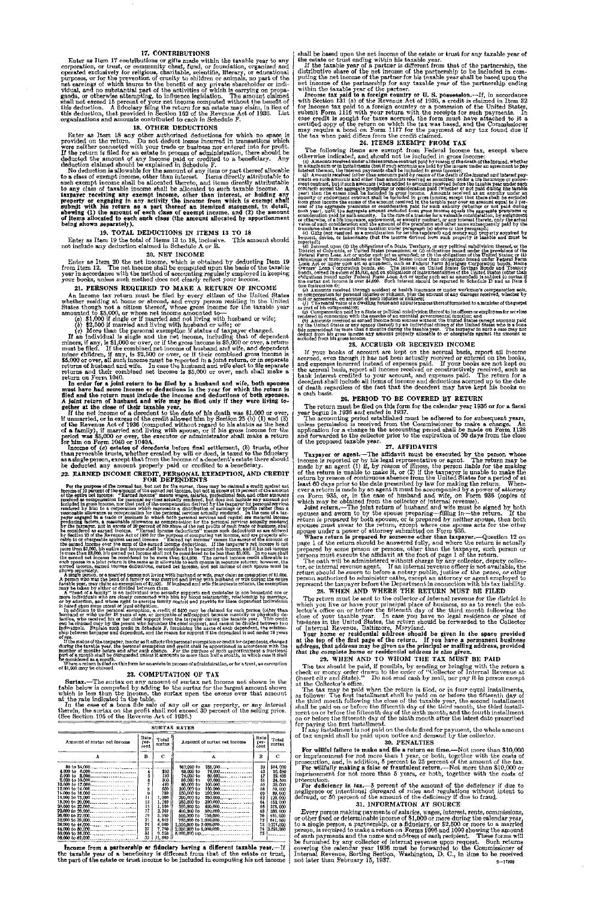### 17. CONTRIBUTIONS

Enter as Item 17 contributions or gifts made within the taxable year to any corporation, or trust, or community chest, fund, or foundation, organized and operated exclusively for religious, charitable, scientific, literary, or educational purposes, or for the prevention of cruelty to children or animals, no part of the net earnings of which inures to the benefit of any private shareholder or individual, and no substantial part of the activities of which is carrying on propaganda, or otherwise attempting, to influence legislation. The amount claimed shall not exceed 15 percent of your net income computed without the benefit of this deduction. A fiduciary filing the return for an estate may claim, in lieu of this deduction, that provided in Section 162 of the Revenue Act of 1936. List organizations and amounts contributed to each in Schedule F.

### 18. OTHER DEDUCTIONS

Enter as Item 18 any other authorized deductions for which no space is provided on the return. Do not deduct losses incurred in transactions which were neither connected with your trade or business nor entered into for profit. If the return is filed for an estate in process of administration, there should be deducted the amount of any income paid or credited to a beneficiary. Any deduction claimed should be explained in Schedule F.

No deduction is allowable for the amount of any item or part thereof allocable to a class of exempt income, other than interest. Items directly attributable to such exempt income shall be allocated thereto, and items directly attributable to any class of taxable income shall be allocated to such taxable income. **A taxpayer receiving any exempt income, other than interest, or holding any property or engaging in any activity the income from which is exempt shall submit with his return as a part thereof an itemized statement, in detail, showing (1) the amount of each class of exempt income, and (2) the amount of items allocated to each such class (the amount allocated by apportionment being shown separately).**

### 19. TOTAL DEDUCTIONS IN ITEMS 13 TO 18

Enter as Item 19 the total of Items 13 to 18, inclusive. This amount should not include any deduction claimed in Schedule A or B.

### 20. NET INCOME

Enter as Item 20 the net income, which is obtained by deducting Item 19 from Item 12. The net income shall be computed upon the basis of the taxable year in accordance with the method of accounting regularly employed in keeping your books, unless such method does not clearly reflect your income.

### 21. PERSONS REQUIRED TO MAKE A RETURN OF INCOME

An income tax return must be filed by every citizen of the United States whether residing at home or abroad, and every person residing in the United States though not a citizen thereof, whose gross income for the taxable year amounted to $5,000, or whose net income amounted to—

(a) $1,000 if single or if married and not living with husband or wife;
(b) $2,500 if married and living with husband or wife; or
(c) More than the personal exemption if status of taxpayer changed.

If an individual is single and the net income, including that of dependent minors, if any, is $1,000 or over, or if the gross income is $5,000 or over, a return must be filed. If the combined net income of husband and wife, and dependent minor children, if any, is $2,500 or over, or if their combined gross income is $5,000 or over, all such income must be reported in a joint return, or in separate returns of husband and wife. In case the husband and wife elect to file separate returns and their combined net income is $5,000 or over, each shall make a return on Form 1040.

**In order for a joint return to be filed by a husband and wife, both spouses must have had some income or deductions in the year for which the return is filed and the return must include the income and deductions of both spouses. A joint return of husband and wife may be filed only if they were living together at the close of their taxable year.**

If the net income of a decedent to the date of his death was $1,000 or over, if unmarried, or in excess of the credit allowed him by Section 25 (b) (1) and (3) of the Revenue Act of 1936 (computed without regard to his status as the head of a family), if married and living with spouse, or if his gross income for the period was $5,000 or over, the executor or administrator shall make a return for him on Form 1040 or 1040A.

Income of (a) estates of decedents before final settlement, (b) trusts, other than revocable trusts, whether created by will or deed, is taxed to the fiduciary as a single person, except that from the income of a decedent's estate there should be deducted any amount properly paid or credited to a beneficiary.

### 22. EARNED INCOME CREDIT, PERSONAL EXEMPTION, AND CREDIT FOR DEPENDENTS

For the purpose of the normal tax, but not for the surtax, there may be claimed a credit against net income of 10 percent of the amount of the earned net income, but not in excess of 10 percent of the amount of the entire net income. "Earned income" means wages, salaries, professional fees, and other amounts received as compensation for personal services actually rendered, but does not include any amount not included in gross income, nor that part of the compensation derived by the taxpayer for personal services rendered by him to a corporation which represents a distribution of earnings or profits rather than a reasonable allowance as compensation for the personal services actually rendered. In the case of a taxpayer engaged in a trade or business in which both personal services and capital are material income-producing factors, a reasonable allowance as compensation for the personal services actually rendered by the taxpayer, not in excess of 20 percent of his share of the net profits of such trade or business, shall be considered as earned income. "Earned income deductions" means such deductions as are allowed by Section 23 of the Revenue Act of 1936 for the purpose of computing net income, and are properly allocable to or chargeable against earned income. "Earned net income" means the excess of the amount of the earned income over the sum of the earned income deductions. If the taxpayer's net income is not more than $3,000, his entire net income shall be considered to be earned net income, and if his net income is more than $3,000, his earned net income shall not be considered to be less than $3,000. In no case shall the earned net income be considered to be more than $14,000. The earned income credit allowable to each spouse in a joint return is the same as is allowable to each spouse in separate returns; however, the earned income, earned income deductions, earned net income, and net income of each spouse must be shown separately.

A single person, or a married person not living with husband or wife, may claim an exemption of $1,000. A person who was the head of a family or was married and living with husband or wife during the entire taxable year, may claim an exemption of $2,500. If husband and wife file separate returns, the exemption may be taken by either or divided between them.

A "head of a family" is an individual who actually supports and maintains in one household one or more individuals who are closely connected with him by blood relationship, relationship by marriage, or by adoption, and whose right to exercise family control and provide for these dependent individuals is based upon some moral or legal obligation.

In addition to the personal exemption, a credit of $400 may be claimed for each person (other than husband or wife) under 18 years of age, or incapable of self-support because mentally or physically defective, who received his or her chief support from the taxpayer during the taxable year. The credit can be claimed only by the person who furnishes the chief support, and cannot be divided between two individuals. Explain such credit in Schedule F, furnishing the name of each dependent, the relationship between taxpayer and dependent, and the reason for support if the dependent is not under 18 years of age.

If the status of the taxpayer, insofar as it affects the personal exemption or credit for dependents, changed during the taxable year, the personal exemption and credit shall be apportioned in accordance with the number of months before and after such change. For the purpose of such apportionment a fractional part of a month shall be disregarded unless it amounts to more than half a month, in which case it shall be considered as a month.

Where a return is filed on this form for an estate in process of administration, or for a trust, an exemption of $1,000 may be claimed.

### 23. COMPUTATION OF TAX

**Surtax.**—The surtax on any amount of surtax net income not shown in the table below is computed by adding to the surtax for the largest amount shown which is less than the income, the surtax upon the excess over that amount at the rate indicated in the table.

In the case of a bona fide sale of any oil or gas property, or any interest therein, the surtax on the profit shall not exceed 30 percent of the selling price. (See Section 105 of the Revenue Act of 1936.)

SURTAX RATES

| Amount of surtax net income | Rate percent | Total surtax | Amount of surtax net income | Rate percent | Total surtax |
|---|---|---|---|---|---|
| A | B | C | A | B | C |
| $0 to $4,000 | | | $62,000 to $68,000 | 39 | $14,000 |
| 4,000 to 6,000 | 4 | $80 | 68,000 to 74,000 | 43 | 16,580 |
| 6,000 to 8,000 | 5 | 180 | 74,000 to 80,000 | 47 | 19,400 |
| 8,000 to 10,000 | 6 | 300 | 80,000 to 90,000 | 51 | 24,500 |
| 10,000 to 12,000 | 7 | 440 | 90,000 to 100,000 | 55 | 30,000 |
| 12,000 to 14,000 | 8 | 600 | 100,000 to 150,000 | 58 | 59,000 |
| 14,000 to 16,000 | 9 | 780 | 150,000 to 200,000 | 60 | 89,000 |
| 16,000 to 18,000 | 11 | 1,000 | 200,000 to 250,000 | 62 | 120,000 |
| 18,000 to 20,000 | 13 | 1,260 | 250,000 to 300,000 | 64 | 152,000 |
| 20,000 to 22,000 | 15 | 1,560 | 300,000 to 400,000 | 66 | 218,000 |
| 22,000 to 26,000 | 17 | 2,240 | 400,000 to 500,000 | 68 | 286,000 |
| 26,000 to 32,000 | 19 | 3,380 | 500,000 to 750,000 | 70 | 461,000 |
| 32,000 to 38,000 | 21 | 4,640 | 750,000 to 1,000,000 | 72 | 641,000 |
| 38,000 to 44,000 | 24 | 6,080 | 1,000,000 to 2,000,000 | 73 | 1,371,000 |
| 44,000 to 50,000 | 27 | 7,700 | 2,000,000 to 5,000,000 | 74 | 3,591,000 |
| 50,000 to 56,000 | 31 | 9,560 | 5,000,000 up | 75 | |
| 56,000 to 62,000 | 35 | 11,660 | | | |

**Income from a partnership or fiduciary having a different taxable year.**—If the taxable year of a beneficiary is different from that of the estate or trust, the part of the estate or trust income to be included in computing his net income shall be based upon the net income of the estate or trust for any taxable year of the estate or trust ending within his taxable year.

If the taxable year of a partner is different from that of the partnership, the distributive share of the net income of the partnership to be included in computing the net income of the partner for his taxable year shall be based upon the net income of the partnership for any taxable year of the partnership ending within the taxable year of the partner.

**Income tax paid to a foreign country or U. S. possession.**—If, in accordance with Section 131 (a) of the Revenue Act of 1936, a credit is claimed in Item 32 for income tax paid to a foreign country or a possession of the United States, submit Form 1116 with your return with the receipts for such payments. In case credit is sought for taxes accrued, the form must have attached to it a certified copy of the return on which the tax was based, and the Commissioner may require a bond on Form 1117 for the payment of any tax found due if the tax when paid differs from the credit claimed.

### 24. ITEMS EXEMPT FROM TAX

The following items are exempt from Federal income tax, except where otherwise indicated, and should not be included in gross income:

(a) Amounts received under a life insurance contract paid by reason of the death of the insured, whether in a single sum or in installments (but if such amounts are held by the insurer under an agreement to pay interest thereon, the interest payments shall be included in gross income);

(b) Amounts received (other than amounts paid by reason of the death of the insured and interest payments on such amounts and other than amounts received as annuities) under a life insurance or endowment contract, but if such amounts (when added to amounts received before the taxable year under such contract) exceed the aggregate premiums or consideration paid (whether or not paid during the taxable year) then the excess shall be included in gross income. Amounts received as an annuity under an annuity or endowment contract shall be included in gross income; except that there shall be excluded from gross income the excess of the amount received in the taxable year over an amount equal to 3 percent of the aggregate premiums or consideration paid for such annuity (whether or not paid during such year), until the aggregate amount excluded from gross income equals the aggregate premiums or consideration paid for such annuity. In the case of a transfer for a valuable consideration, by assignment or otherwise, of a life insurance, endowment, or annuity contract, or any interest therein, only the actual value of such consideration and the amount of the premiums and other sums subsequently paid by the transferee shall be exempt from taxation under paragraph (a) above or this paragraph;

(c) Gifts (not received as a consideration for service rendered) and money and property acquired by bequest, devise, or inheritance (but the income derived from such property is taxable and must be reported);

(d) Interest upon (1) the obligations of a State, Territory, or any political subdivision thereof, or the District of Columbia, or United States possessions; or (2) obligations issued under the provisions of the Federal Farm Loan Act or under such act as amended; or (3) the obligations of the United States; or (4) obligations of instrumentalities of the United States (other than obligations issued under Federal Farm Loan Act or under such act as amended), such as Federal Farm Mortgage Corporation bonds, Home Owners' Loan Corporation bonds, etc. The interest on United States Savings Bonds and Treasury bonds, owned in excess of $5,000, and on obligations of instrumentalities of the United States (other than obligations issued under Federal Farm Loan Act or under such act as amended) is subject to surtax if the surtax net income is over $4,000. Such interest should be reported in Schedule B and Item 5 (see Instruction 5);

(e) Amounts received through accident or health insurance or under workmen's compensation acts, as compensation for personal injuries or sickness, plus the amount of any damages received, whether by suit or agreement, on account of such injuries or sickness;

(f) The rental value of a dwelling house and appurtenances thereof furnished to a minister of the gospel as part of his compensation;

(g) Compensation paid by a State or political subdivision thereof to its officers or employees for services rendered in connection with the exercise of an essential governmental function; and

(h) Amounts received as earned income from sources without the United States (except amounts paid by the United States or any agency thereof) by an individual citizen of the United States who is a bona fide nonresident for more than 6 months during the taxable year. The taxpayer in such a case may not deduct from his gross income any amount properly allocable to or chargeable against the amount so excluded from his gross income.

### 25. ACCRUED OR RECEIVED INCOME

If your books of account are kept on the accrual basis, report all income accrued, even though it has not been actually received or entered on the books, and expenses incurred instead of expenses paid. If your books are not kept on the accrual basis, report all income received or constructively received, such as bank interest credited to your account, and expenses paid. The return for a decedent shall include all items of income and deductions accrued up to the date of death regardless of the fact that the decedent may have kept his books on a cash basis.

### 26. PERIOD TO BE COVERED BY RETURN

The return must be filed on this form for the calendar year 1936 or for a fiscal year begun in 1936 and ended in 1937.

The accounting period established must be adhered to for subsequent years, unless permission is received from the Commissioner to make a change. An application for a change in the accounting period shall be made on Form 1128 and forwarded to the collector prior to the expiration of 30 days from the close of the proposed taxable year.

### 27. AFFIDAVITS

**Taxpayer or agent.**—The affidavit must be executed by the person whose income is reported or by his legal representative or agent. The return may be made by an agent (1) if, by reason of illness, the person *liable for the making* of the return is unable to make it, or (2) if the taxpayer is unable to make the return by reason of continuous absence from the United States for a period of at least 60 days prior to the date prescribed by law for making the return. Whenever a return is made by an agent it must be accompanied by a power of attorney on Form 935, or, in the case of husband and wife, on Form 936 (copies of which may be obtained from the collector of internal revenue).

**Joint return.**—The joint return of husband and wife must be signed by both spouses and sworn to by the spouse preparing—filling in—the return. If the return is prepared by both spouses, or is prepared by neither spouse, then both spouses must swear to the return, except where one spouse acts for the other spouse under a power of attorney submitted on Form 936.

**Where return is prepared by someone other than taxpayer.**—Question 12 on page 1 of the return should be answered fully, and where the return is actually prepared by some person or persons, other than the taxpayer, such person or persons must execute the affidavit at the foot of page 1 of the return.

The oath will be administered without charge by any collector, deputy collector, or internal revenue agent. If an internal revenue officer is not available, the return should be sworn to before a notary public, justice of the peace, or other person authorized to administer oaths, except an attorney or agent employed to represent the taxpayer before the Department in connection with his tax liability.

### 28. WHEN AND WHERE THE RETURN MUST BE FILED

The return must be sent to the collector of internal revenue for the district in which you live or have your principal place of business, so as to reach the collector's office on or before the fifteenth day of the third month following the close of your taxable year. In case you have no legal residence or place of business in the United States, the return should be forwarded to the Collector of Internal Revenue, Baltimore, Maryland.

**Your home or residential address should be given in the space provided at the top of the first page of the return. If you have a permanent business address, that address may be given as the principal or mailing address, provided that the complete home or residential address is also given.**

### 29. WHEN AND TO WHOM THE TAX MUST BE PAID

The tax should be paid, if possible, by sending or bringing with the return a check or money order drawn to the order of "Collector of Internal Revenue at (*insert city and State*)." Do not send cash by mail, nor pay it in person except at the Collector's office.

The tax may be paid when the return is filed, or in four equal installments, as follows: The first installment shall be paid on or before the fifteenth day of the third month following the close of the taxable year, the second installment shall be paid on or before the fifteenth day of the third month, the third installment on or before the fifteenth day of the sixth month, and the fourth installment on or before the fifteenth day of the ninth month after the latest date prescribed for paying the first installment.

If any installment is not paid on the date fixed for payment, the whole amount of tax unpaid shall be paid upon notice and demand by the collector.

### 30. PENALTIES

**For willful failure to make and file a return on time.**—Not more than $10,000 or imprisonment for not more than 1 year, or both, together with the costs of prosecution, and, in addition, 5 percent to 25 percent of the amount of the tax.

**For willfully making a false or fraudulent return.**—Not more than $10,000 or imprisonment for not more than 5 years, or both, together with the costs of prosecution.

**For deficiency in tax.**—5 percent of the amount of the deficiency if due to negligence or intentional disregard of rules and regulations without intent to defraud, or 50 percent of the amount of the deficiency if due to fraud.

### 31. INFORMATION AT SOURCE

Every person making payments of salaries, wages, interest, rents, commissions, or other fixed or determinable income of $1,000 or more during the calendar year, to a single person, a partnership, or a fiduciary, or $2,500 or more to a married person, is required to make a return on Forms 1096 and 1099 showing the amount of such payments and the name and address of each recipient. These forms will be furnished by any collector of internal revenue upon request. Such returns covering the calendar year 1936 must be forwarded to the Commissioner of Internal Revenue, Sorting Section, Washington, D. C., in time to be received not later than February 15, 1937.

2—17202